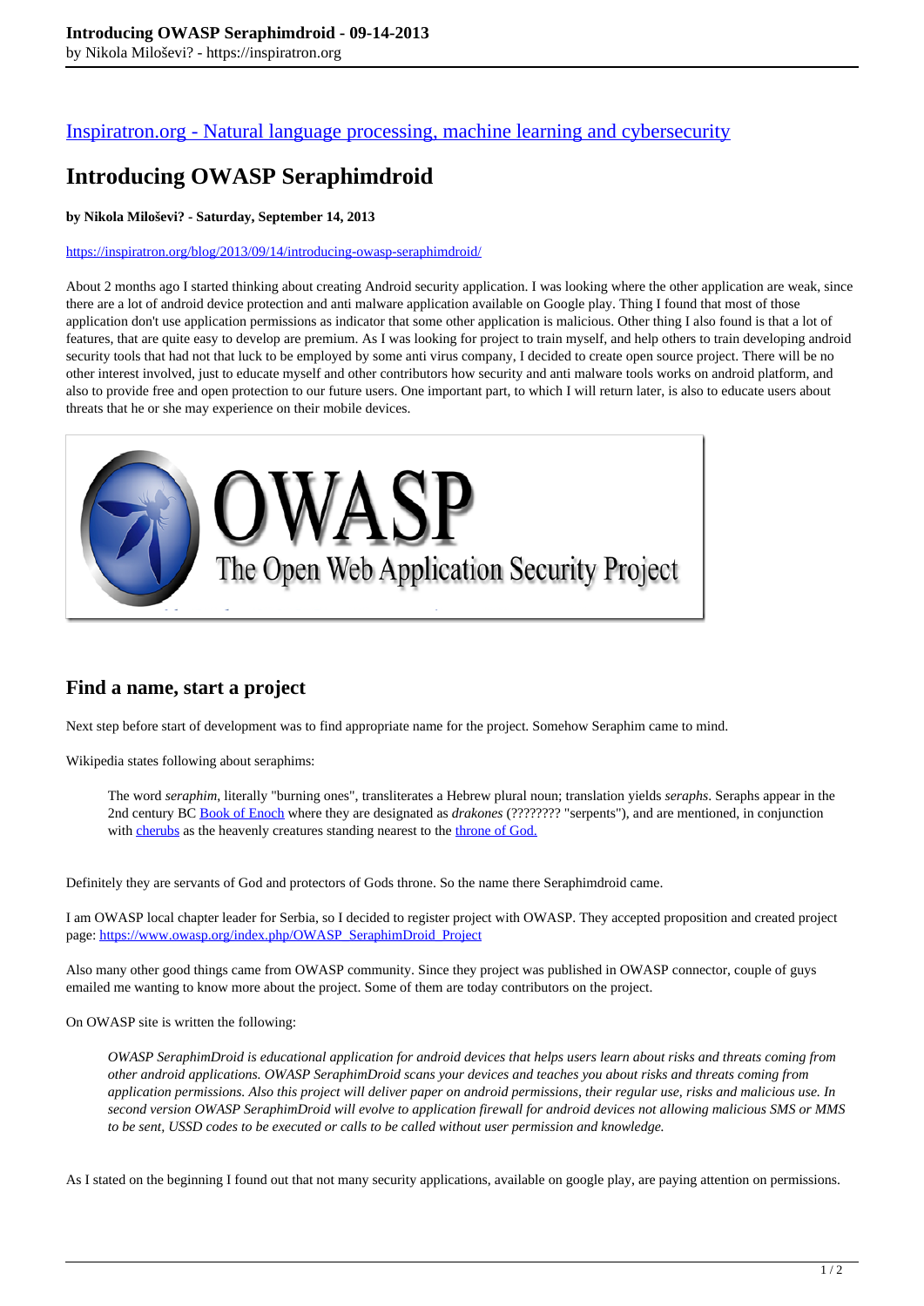[Inspiratron.org - Natural language processing, machine learning and cybersecurity](https://inspiratron.org)

# Introducing OWASP Seraphimdroid

**by Nikola Miloševi? - Saturday, September 14, 2013**

https://inspiratron.org/blog/2013/09/14/introducing-owasp-seraphimdroid/

About 2 months ago I started thinking about creating Android security application. I was looking where the other application are weak, since there are a lot of android device protection and anti malware application available on Google play. Thing I found that most of those application don't use application permissions as indicator that some other application is malicious. Other thing I also found is that a lot of features, that are quite easy to develop are premium. As I was looking for project to train myself, and help others to train developing android security tools that had not that luck to be employed by some anti virus company, I decided to create open source project. There will be no other interest involved, just to educate myself and other contributors how security and anti malware tools works on android platform, and also to provide free and open protection to our future users. One important part, to which I will return later, is also to educate users about threats that he or she may experience on their mobile devices.

## Find a name, start a project

Next step before start of development was to find appropriate name for the project. Somehow Seraphim came to mind.

Wikipedia states following about seraphims:

> The word *seraphim*, literally "burning ones", transliterates a Hebrew plural noun; translation yields *seraphs*. Seraphs appear in the 2nd century BC Book of Enoch where they are designated as *drakones* (???????? "serpents"), and are mentioned, in conjunction with cherubs as the heavenly creatures standing nearest to the throne of God.

Definitely they are servants of God and protectors of Gods throne. So the name there Seraphimdroid came.

I am OWASP local chapter leader for Serbia, so I decided to register project with OWASP. They accepted proposition and created project page: https://www.owasp.org/index.php/OWASP_SeraphimDroid_Project

Also many other good things came from OWASP community. Since they project was published in OWASP connector, couple of guys emailed me wanting to know more about the project. Some of them are today contributors on the project.

On OWASP site is written the following:

> *OWASP SeraphimDroid is educational application for android devices that helps users learn about risks and threats coming from other android applications. OWASP SeraphimDroid scans your devices and teaches you about risks and threats coming from application permissions. Also this project will deliver paper on android permissions, their regular use, risks and malicious use. In second version OWASP SeraphimDroid will evolve to application firewall for android devices not allowing malicious SMS or MMS to be sent, USSD codes to be executed or calls to be called without user permission and knowledge.*

As I stated on the beginning I found out that not many security applications, available on google play, are paying attention on permissions.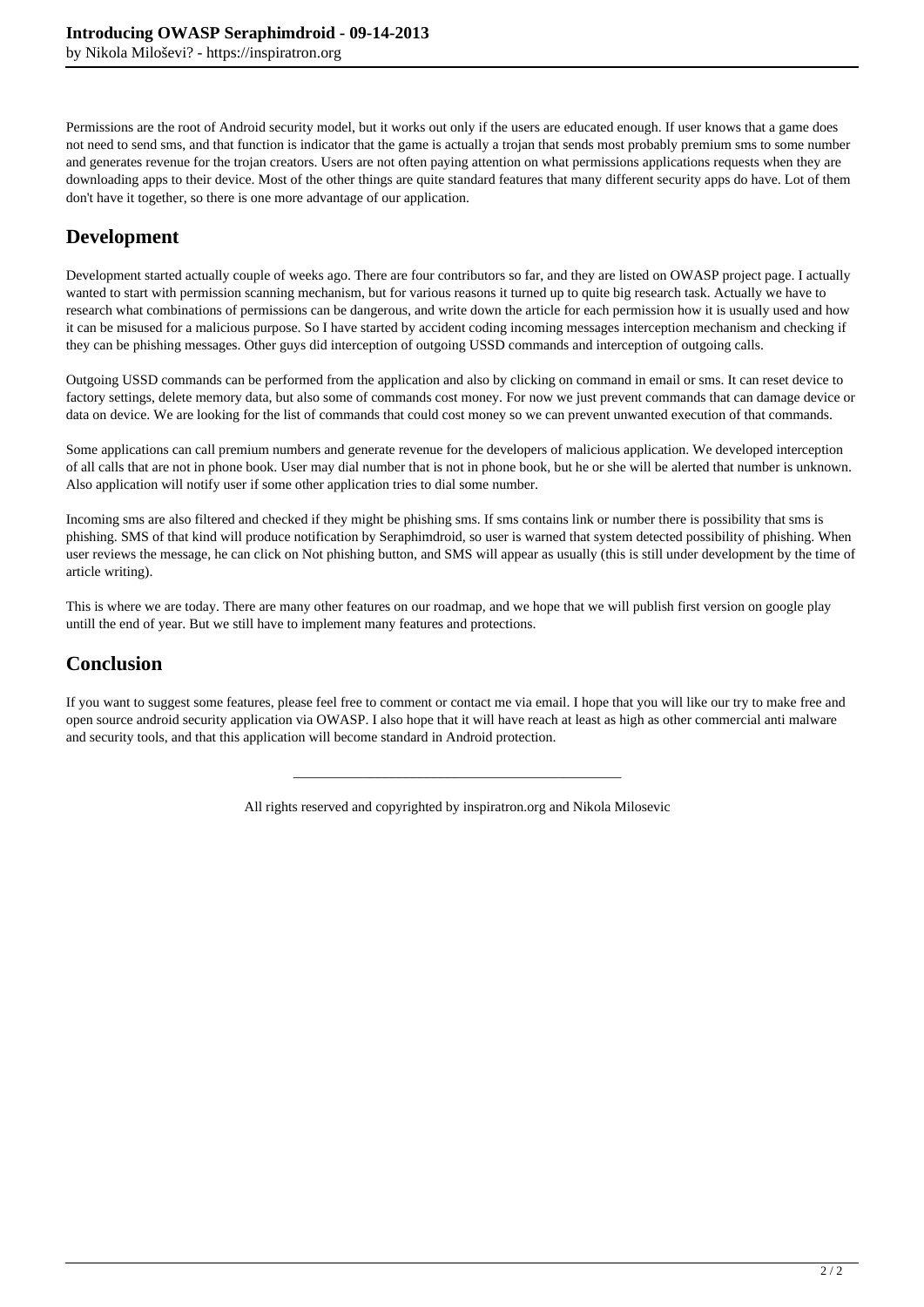Permissions are the root of Android security model, but it works out only if the users are educated enough. If user knows that a game does not need to send sms, and that function is indicator that the game is actually a trojan that sends most probably premium sms to some number and generates revenue for the trojan creators. Users are not often paying attention on what permissions applications requests when they are downloading apps to their device. Most of the other things are quite standard features that many different security apps do have. Lot of them don't have it together, so there is one more advantage of our application.

## Development

Development started actually couple of weeks ago. There are four contributors so far, and they are listed on OWASP project page. I actually wanted to start with permission scanning mechanism, but for various reasons it turned up to quite big research task. Actually we have to research what combinations of permissions can be dangerous, and write down the article for each permission how it is usually used and how it can be misused for a malicious purpose. So I have started by accident coding incoming messages interception mechanism and checking if they can be phishing messages. Other guys did interception of outgoing USSD commands and interception of outgoing calls.

Outgoing USSD commands can be performed from the application and also by clicking on command in email or sms. It can reset device to factory settings, delete memory data, but also some of commands cost money. For now we just prevent commands that can damage device or data on device. We are looking for the list of commands that could cost money so we can prevent unwanted execution of that commands.

Some applications can call premium numbers and generate revenue for the developers of malicious application. We developed interception of all calls that are not in phone book. User may dial number that is not in phone book, but he or she will be alerted that number is unknown. Also application will notify user if some other application tries to dial some number.

Incoming sms are also filtered and checked if they might be phishing sms. If sms contains link or number there is possibility that sms is phishing. SMS of that kind will produce notification by Seraphimdroid, so user is warned that system detected possibility of phishing. When user reviews the message, he can click on Not phishing button, and SMS will appear as usually (this is still under development by the time of article writing).

This is where we are today. There are many other features on our roadmap, and we hope that we will publish first version on google play untill the end of year. But we still have to implement many features and protections.

## Conclusion

If you want to suggest some features, please feel free to comment or contact me via email. I hope that you will like our try to make free and open source android security application via OWASP. I also hope that it will have reach at least as high as other commercial anti malware and security tools, and that this application will become standard in Android protection.

---

All rights reserved and copyrighted by inspiratron.org and Nikola Milosevic